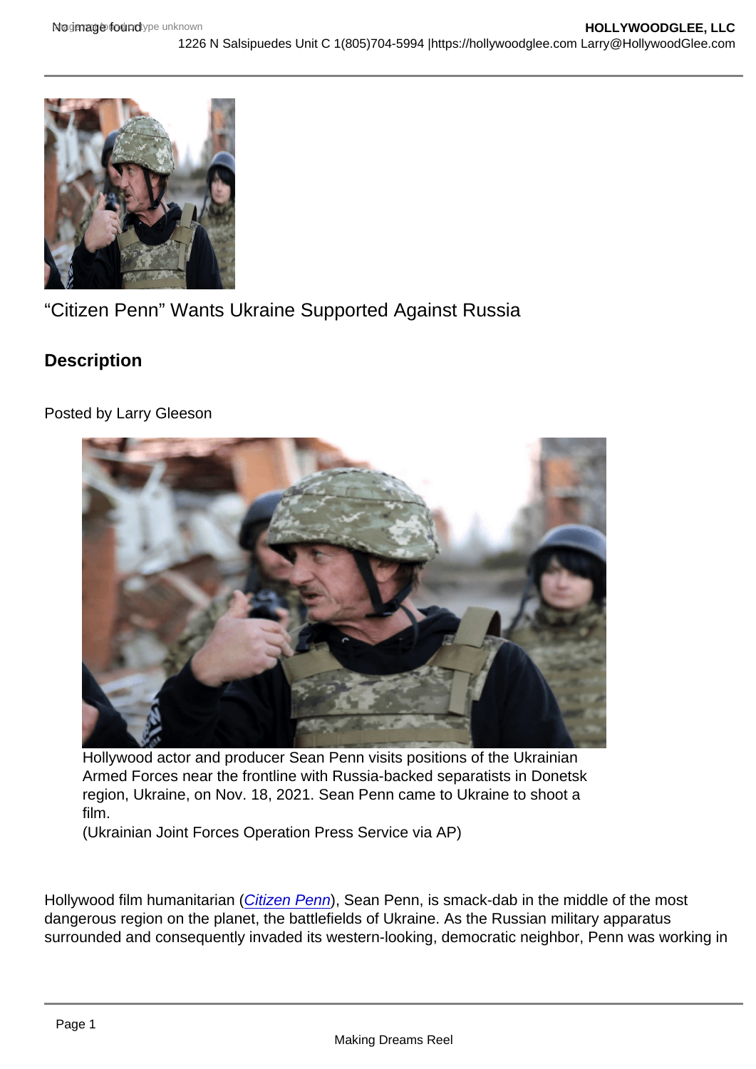“Citizen Penn” Wants Ukraine Supported Against Russia

## Description

Posted by Larry Gleeson

Hollywood actor and producer Sean Penn visits positions of the Ukrainian Armed Forces near the frontline with Russia-backed separatists in Donetsk region, Ukraine, on Nov. 18, 2021. Sean Penn came to Ukraine to shoot a film.
(Ukrainian Joint Forces Operation Press Service via AP)

Hollywood film humanitarian (Citizen Penn), Sean Penn, is smack-dab in the middle of the most dangerous region on the planet, the battlefields of Ukraine. As the Russian military apparatus surrounded and consequently invaded its western-looking, democratic neighbor, Penn was working in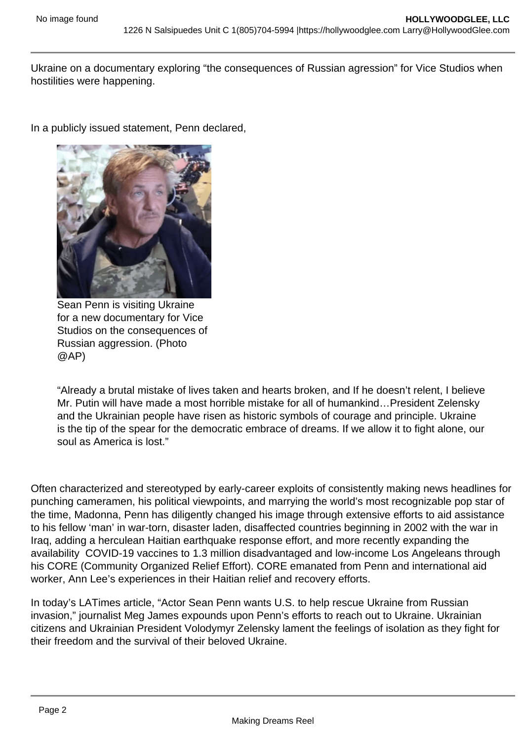Ukraine on a documentary exploring “the consequences of Russian agression” for Vice Studios when hostilities were happening.

In a publicly issued statement, Penn declared,

Sean Penn is visiting Ukraine for a new documentary for Vice Studios on the consequences of Russian aggression. (Photo @AP)

> “Already a brutal mistake of lives taken and hearts broken, and If he doesn’t relent, I believe Mr. Putin will have made a most horrible mistake for all of humankind…President Zelensky and the Ukrainian people have risen as historic symbols of courage and principle. Ukraine is the tip of the spear for the democratic embrace of dreams. If we allow it to fight alone, our soul as America is lost.”

Often characterized and stereotyped by early-career exploits of consistently making news headlines for punching cameramen, his political viewpoints, and marrying the world’s most recognizable pop star of the time, Madonna, Penn has diligently changed his image through extensive efforts to aid assistance to his fellow ‘man’ in war-torn, disaster laden, disaffected countries beginning in 2002 with the war in Iraq, adding a herculean Haitian earthquake response effort, and more recently expanding the availability COVID-19 vaccines to 1.3 million disadvantaged and low-income Los Angeleans through his CORE (Community Organized Relief Effort). CORE emanated from Penn and international aid worker, Ann Lee’s experiences in their Haitian relief and recovery efforts.

In today’s LATimes article, “Actor Sean Penn wants U.S. to help rescue Ukraine from Russian invasion,” journalist Meg James expounds upon Penn’s efforts to reach out to Ukraine. Ukrainian citizens and Ukrainian President Volodymyr Zelensky lament the feelings of isolation as they fight for their freedom and the survival of their beloved Ukraine.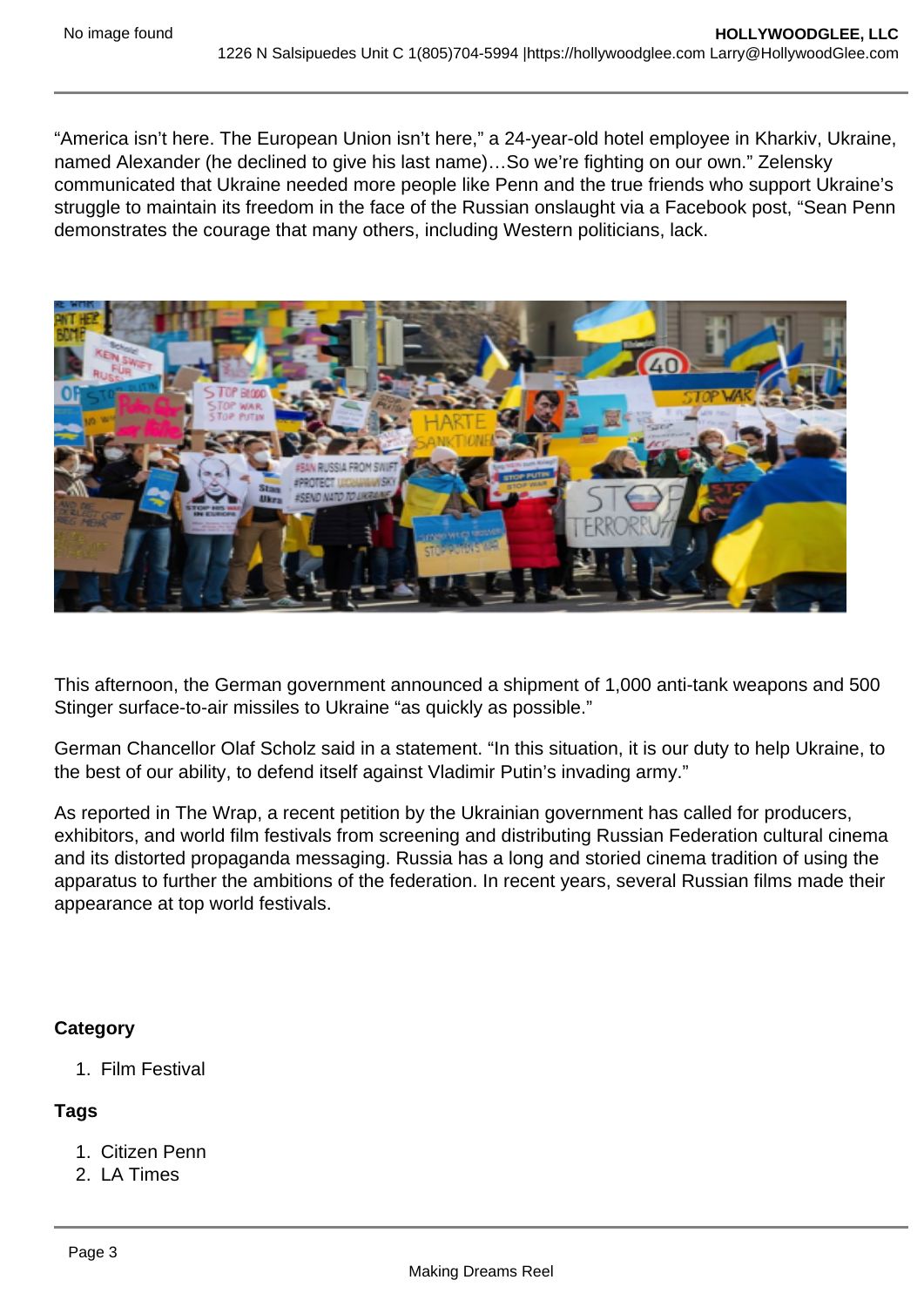“America isn’t here. The European Union isn’t here,” a 24-year-old hotel employee in Kharkiv, Ukraine, named Alexander (he declined to give his last name)…So we’re fighting on our own.” Zelensky communicated that Ukraine needed more people like Penn and the true friends who support Ukraine’s struggle to maintain its freedom in the face of the Russian onslaught via a Facebook post, “Sean Penn demonstrates the courage that many others, including Western politicians, lack.

This afternoon, the German government announced a shipment of 1,000 anti-tank weapons and 500 Stinger surface-to-air missiles to Ukraine “as quickly as possible.”

German Chancellor Olaf Scholz said in a statement. “In this situation, it is our duty to help Ukraine, to the best of our ability, to defend itself against Vladimir Putin’s invading army.”

As reported in The Wrap, a recent petition by the Ukrainian government has called for producers, exhibitors, and world film festivals from screening and distributing Russian Federation cultural cinema and its distorted propaganda messaging. Russia has a long and storied cinema tradition of using the apparatus to further the ambitions of the federation. In recent years, several Russian films made their appearance at top world festivals.

**Category**

1. Film Festival

**Tags**

1. Citizen Penn
2. LA Times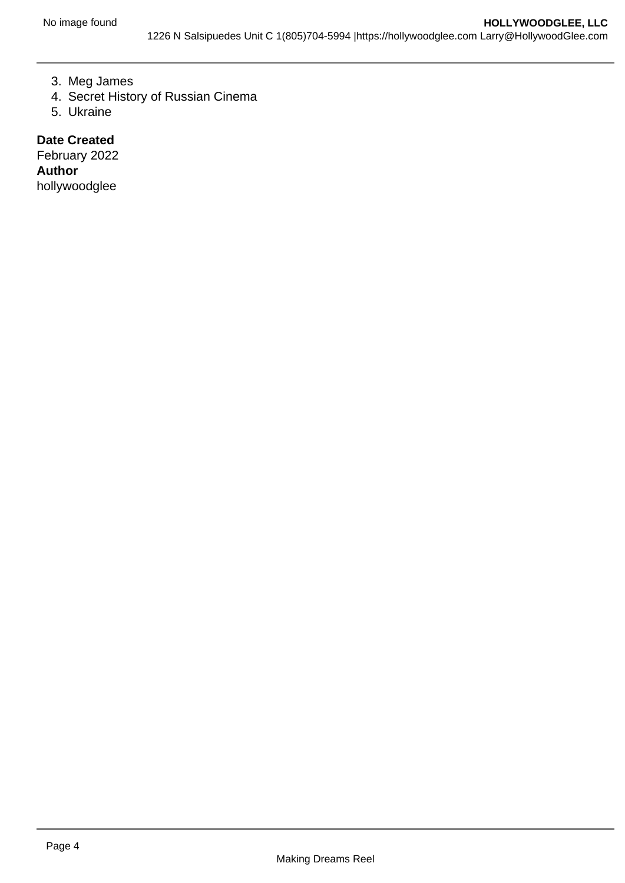3. Meg James
4. Secret History of Russian Cinema
5. Ukraine

**Date Created**
February 2022
**Author**
hollywoodglee